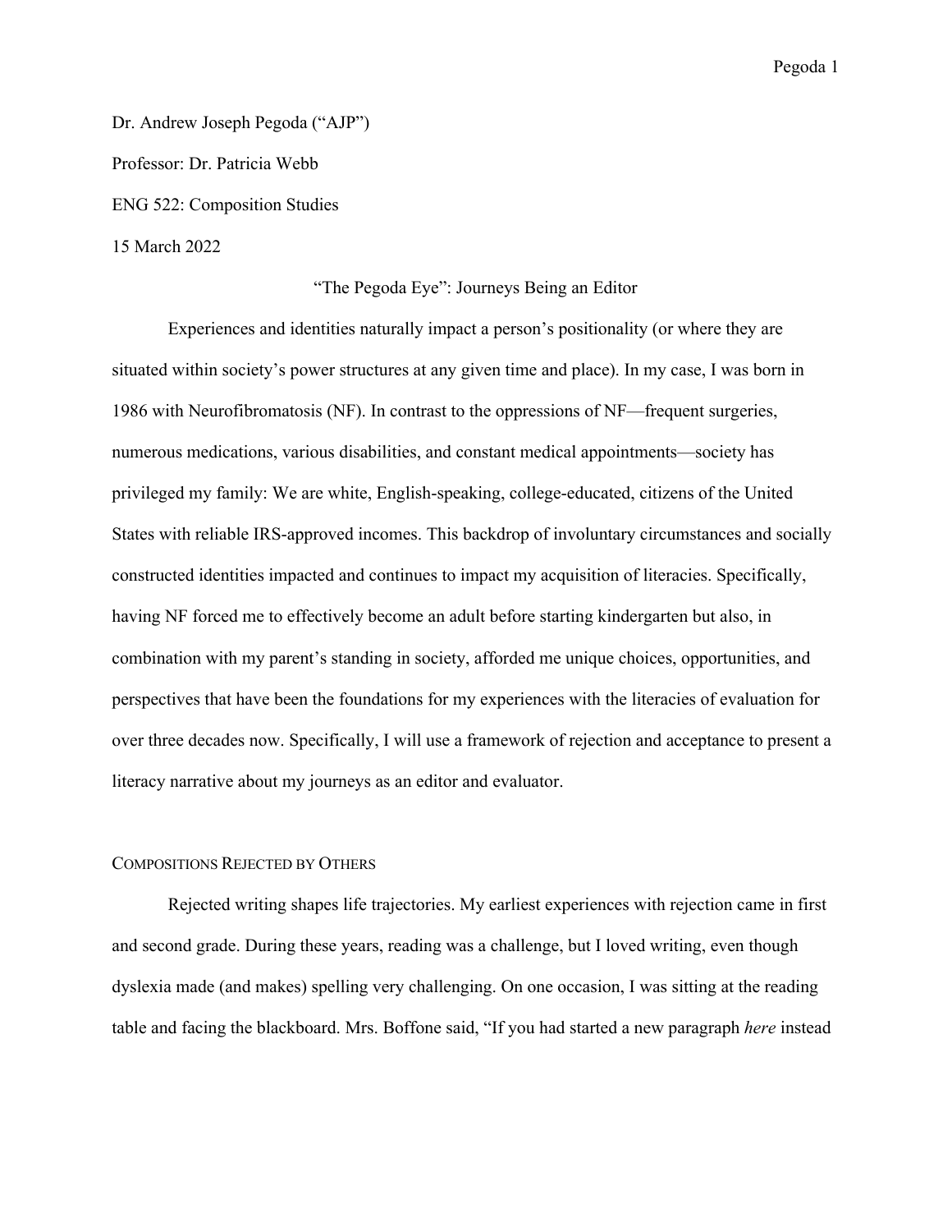Dr. Andrew Joseph Pegoda ("AJP")

Professor: Dr. Patricia Webb

ENG 522: Composition Studies

15 March 2022

# "The Pegoda Eye": Journeys Being an Editor

Experiences and identities naturally impact a person's positionality (or where they are situated within society's power structures at any given time and place). In my case, I was born in 1986 with Neurofibromatosis (NF). In contrast to the oppressions of NF—frequent surgeries, numerous medications, various disabilities, and constant medical appointments—society has privileged my family: We are white, English-speaking, college-educated, citizens of the United States with reliable IRS-approved incomes. This backdrop of involuntary circumstances and socially constructed identities impacted and continues to impact my acquisition of literacies. Specifically, having NF forced me to effectively become an adult before starting kindergarten but also, in combination with my parent's standing in society, afforded me unique choices, opportunities, and perspectives that have been the foundations for my experiences with the literacies of evaluation for over three decades now. Specifically, I will use a framework of rejection and acceptance to present a literacy narrative about my journeys as an editor and evaluator.

## Compositions Rejected by Others

Rejected writing shapes life trajectories. My earliest experiences with rejection came in first and second grade. During these years, reading was a challenge, but I loved writing, even though dyslexia made (and makes) spelling very challenging. On one occasion, I was sitting at the reading table and facing the blackboard. Mrs. Boffone said, "If you had started a new paragraph *here* instead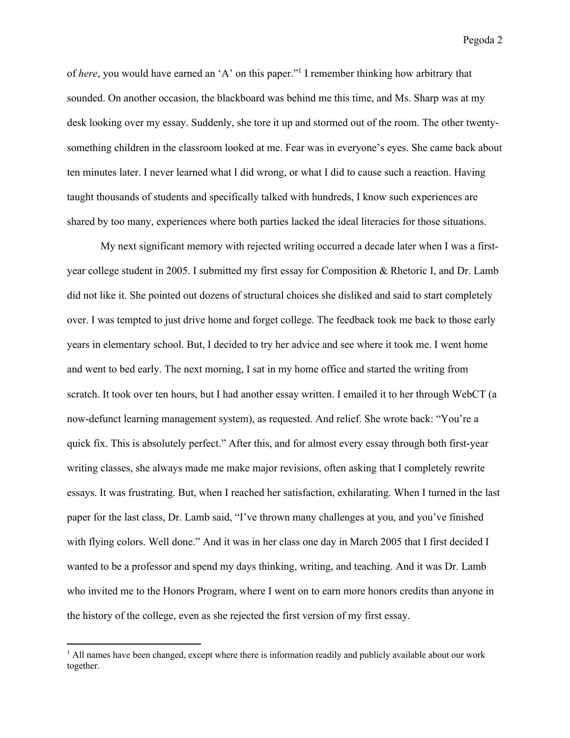of *here*, you would have earned an 'A' on this paper."[1] I remember thinking how arbitrary that sounded. On another occasion, the blackboard was behind me this time, and Ms. Sharp was at my desk looking over my essay. Suddenly, she tore it up and stormed out of the room. The other twenty-something children in the classroom looked at me. Fear was in everyone's eyes. She came back about ten minutes later. I never learned what I did wrong, or what I did to cause such a reaction. Having taught thousands of students and specifically talked with hundreds, I know such experiences are shared by too many, experiences where both parties lacked the ideal literacies for those situations.

My next significant memory with rejected writing occurred a decade later when I was a first-year college student in 2005. I submitted my first essay for Composition & Rhetoric I, and Dr. Lamb did not like it. She pointed out dozens of structural choices she disliked and said to start completely over. I was tempted to just drive home and forget college. The feedback took me back to those early years in elementary school. But, I decided to try her advice and see where it took me. I went home and went to bed early. The next morning, I sat in my home office and started the writing from scratch. It took over ten hours, but I had another essay written. I emailed it to her through WebCT (a now-defunct learning management system), as requested. And relief. She wrote back: "You're a quick fix. This is absolutely perfect." After this, and for almost every essay through both first-year writing classes, she always made me make major revisions, often asking that I completely rewrite essays. It was frustrating. But, when I reached her satisfaction, exhilarating. When I turned in the last paper for the last class, Dr. Lamb said, "I've thrown many challenges at you, and you've finished with flying colors. Well done." And it was in her class one day in March 2005 that I first decided I wanted to be a professor and spend my days thinking, writing, and teaching. And it was Dr. Lamb who invited me to the Honors Program, where I went on to earn more honors credits than anyone in the history of the college, even as she rejected the first version of my first essay.

---

[1] All names have been changed, except where there is information readily and publicly available about our work together.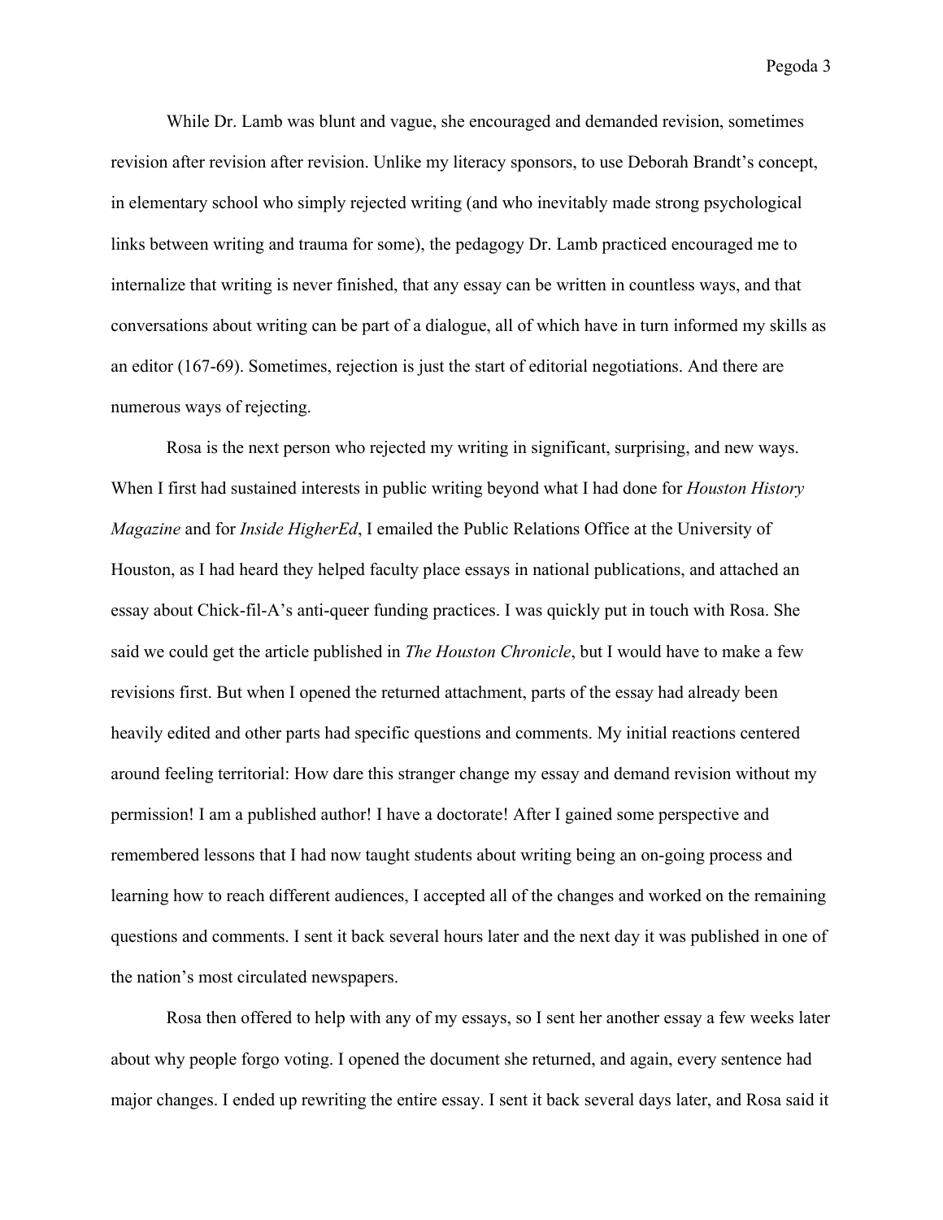While Dr. Lamb was blunt and vague, she encouraged and demanded revision, sometimes revision after revision after revision. Unlike my literacy sponsors, to use Deborah Brandt's concept, in elementary school who simply rejected writing (and who inevitably made strong psychological links between writing and trauma for some), the pedagogy Dr. Lamb practiced encouraged me to internalize that writing is never finished, that any essay can be written in countless ways, and that conversations about writing can be part of a dialogue, all of which have in turn informed my skills as an editor (167-69). Sometimes, rejection is just the start of editorial negotiations. And there are numerous ways of rejecting.

Rosa is the next person who rejected my writing in significant, surprising, and new ways. When I first had sustained interests in public writing beyond what I had done for *Houston History Magazine* and for *Inside HigherEd*, I emailed the Public Relations Office at the University of Houston, as I had heard they helped faculty place essays in national publications, and attached an essay about Chick-fil-A's anti-queer funding practices. I was quickly put in touch with Rosa. She said we could get the article published in *The Houston Chronicle*, but I would have to make a few revisions first. But when I opened the returned attachment, parts of the essay had already been heavily edited and other parts had specific questions and comments. My initial reactions centered around feeling territorial: How dare this stranger change my essay and demand revision without my permission! I am a published author! I have a doctorate! After I gained some perspective and remembered lessons that I had now taught students about writing being an on-going process and learning how to reach different audiences, I accepted all of the changes and worked on the remaining questions and comments. I sent it back several hours later and the next day it was published in one of the nation's most circulated newspapers.

Rosa then offered to help with any of my essays, so I sent her another essay a few weeks later about why people forgo voting. I opened the document she returned, and again, every sentence had major changes. I ended up rewriting the entire essay. I sent it back several days later, and Rosa said it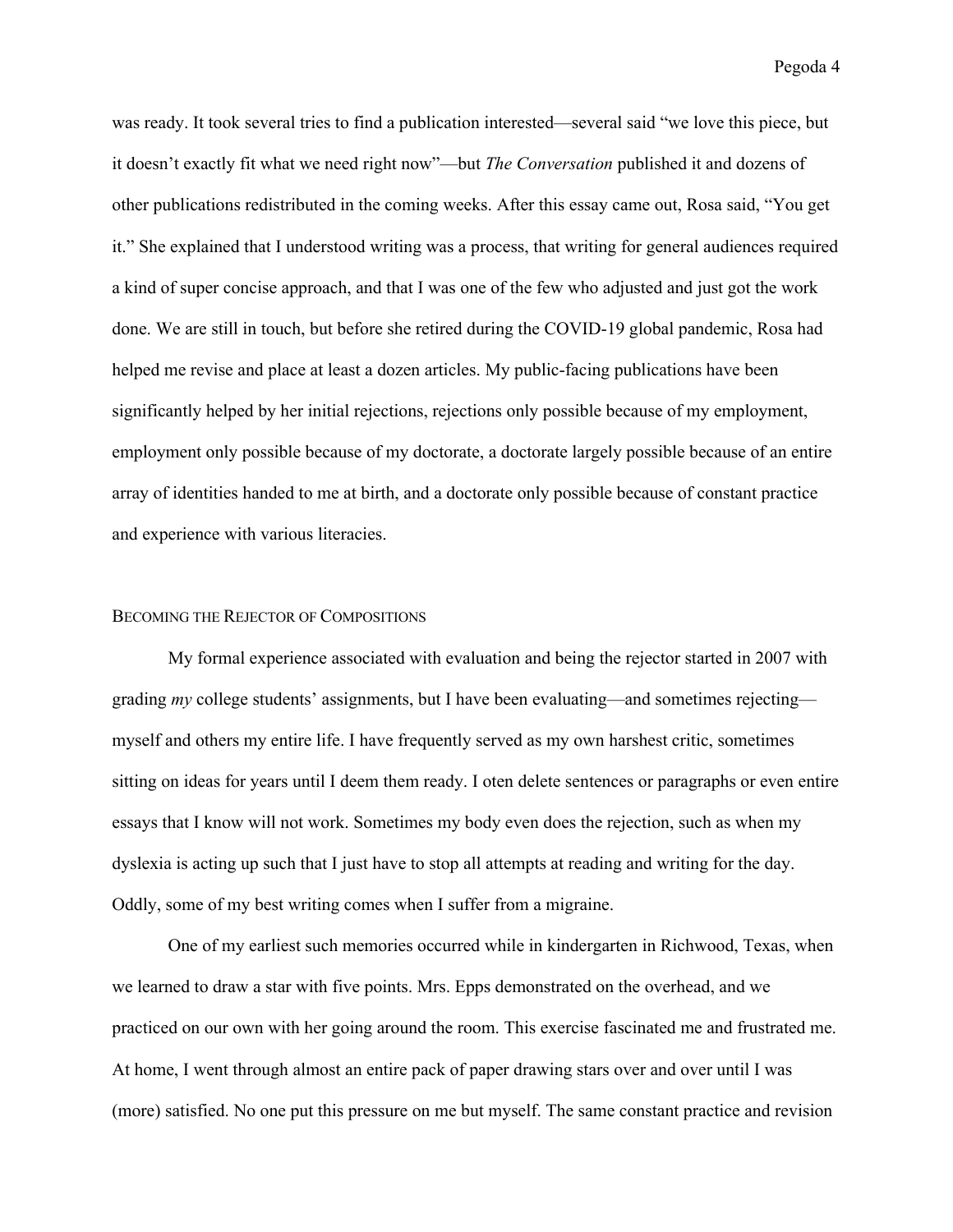was ready. It took several tries to find a publication interested—several said "we love this piece, but it doesn't exactly fit what we need right now"—but *The Conversation* published it and dozens of other publications redistributed in the coming weeks. After this essay came out, Rosa said, "You get it." She explained that I understood writing was a process, that writing for general audiences required a kind of super concise approach, and that I was one of the few who adjusted and just got the work done. We are still in touch, but before she retired during the COVID-19 global pandemic, Rosa had helped me revise and place at least a dozen articles. My public-facing publications have been significantly helped by her initial rejections, rejections only possible because of my employment, employment only possible because of my doctorate, a doctorate largely possible because of an entire array of identities handed to me at birth, and a doctorate only possible because of constant practice and experience with various literacies.

## Becoming the Rejector of Compositions

My formal experience associated with evaluation and being the rejector started in 2007 with grading *my* college students' assignments, but I have been evaluating—and sometimes rejecting—myself and others my entire life. I have frequently served as my own harshest critic, sometimes sitting on ideas for years until I deem them ready. I oten delete sentences or paragraphs or even entire essays that I know will not work. Sometimes my body even does the rejection, such as when my dyslexia is acting up such that I just have to stop all attempts at reading and writing for the day. Oddly, some of my best writing comes when I suffer from a migraine.

One of my earliest such memories occurred while in kindergarten in Richwood, Texas, when we learned to draw a star with five points. Mrs. Epps demonstrated on the overhead, and we practiced on our own with her going around the room. This exercise fascinated me and frustrated me. At home, I went through almost an entire pack of paper drawing stars over and over until I was (more) satisfied. No one put this pressure on me but myself. The same constant practice and revision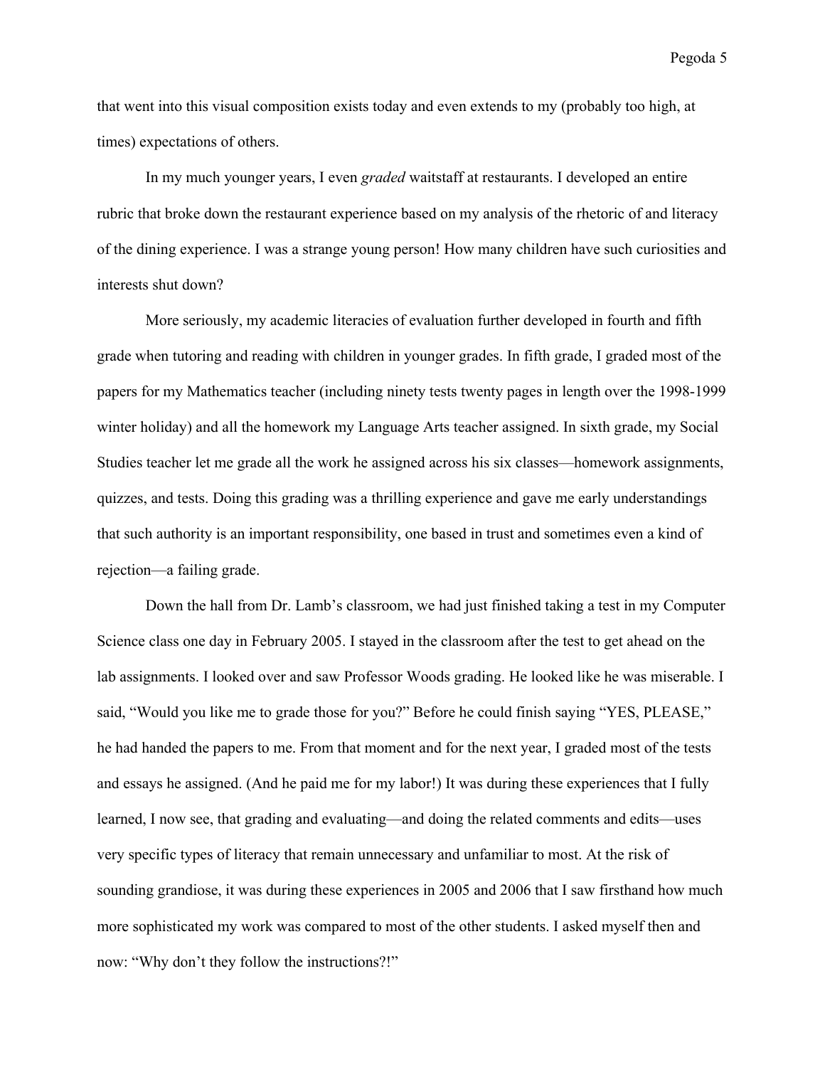that went into this visual composition exists today and even extends to my (probably too high, at times) expectations of others.

In my much younger years, I even *graded* waitstaff at restaurants. I developed an entire rubric that broke down the restaurant experience based on my analysis of the rhetoric of and literacy of the dining experience. I was a strange young person! How many children have such curiosities and interests shut down?

More seriously, my academic literacies of evaluation further developed in fourth and fifth grade when tutoring and reading with children in younger grades. In fifth grade, I graded most of the papers for my Mathematics teacher (including ninety tests twenty pages in length over the 1998-1999 winter holiday) and all the homework my Language Arts teacher assigned. In sixth grade, my Social Studies teacher let me grade all the work he assigned across his six classes—homework assignments, quizzes, and tests. Doing this grading was a thrilling experience and gave me early understandings that such authority is an important responsibility, one based in trust and sometimes even a kind of rejection—a failing grade.

Down the hall from Dr. Lamb's classroom, we had just finished taking a test in my Computer Science class one day in February 2005. I stayed in the classroom after the test to get ahead on the lab assignments. I looked over and saw Professor Woods grading. He looked like he was miserable. I said, "Would you like me to grade those for you?" Before he could finish saying "YES, PLEASE," he had handed the papers to me. From that moment and for the next year, I graded most of the tests and essays he assigned. (And he paid me for my labor!) It was during these experiences that I fully learned, I now see, that grading and evaluating—and doing the related comments and edits—uses very specific types of literacy that remain unnecessary and unfamiliar to most. At the risk of sounding grandiose, it was during these experiences in 2005 and 2006 that I saw firsthand how much more sophisticated my work was compared to most of the other students. I asked myself then and now: "Why don't they follow the instructions?!"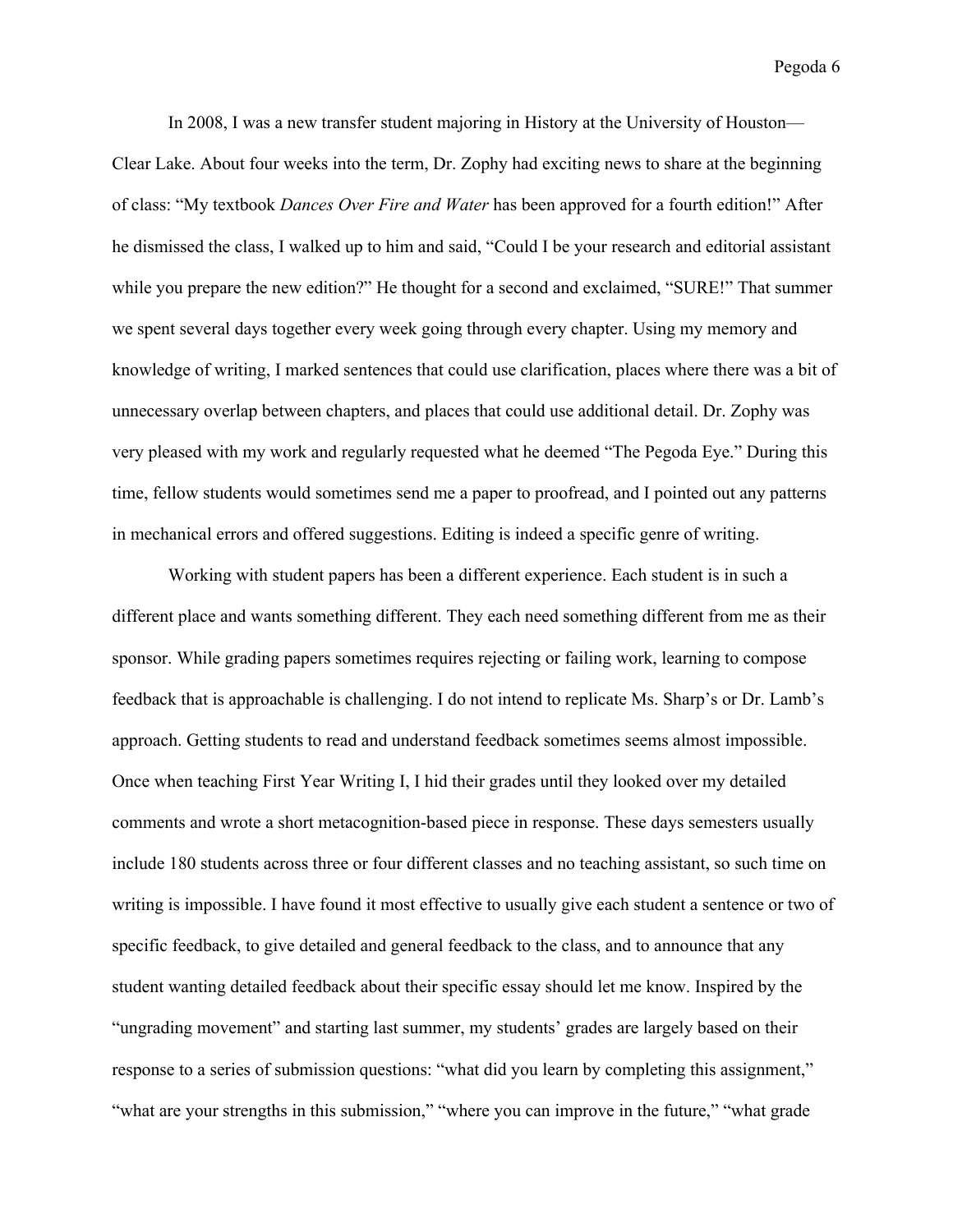In 2008, I was a new transfer student majoring in History at the University of Houston—Clear Lake. About four weeks into the term, Dr. Zophy had exciting news to share at the beginning of class: "My textbook *Dances Over Fire and Water* has been approved for a fourth edition!" After he dismissed the class, I walked up to him and said, "Could I be your research and editorial assistant while you prepare the new edition?" He thought for a second and exclaimed, "SURE!" That summer we spent several days together every week going through every chapter. Using my memory and knowledge of writing, I marked sentences that could use clarification, places where there was a bit of unnecessary overlap between chapters, and places that could use additional detail. Dr. Zophy was very pleased with my work and regularly requested what he deemed "The Pegoda Eye." During this time, fellow students would sometimes send me a paper to proofread, and I pointed out any patterns in mechanical errors and offered suggestions. Editing is indeed a specific genre of writing.

Working with student papers has been a different experience. Each student is in such a different place and wants something different. They each need something different from me as their sponsor. While grading papers sometimes requires rejecting or failing work, learning to compose feedback that is approachable is challenging. I do not intend to replicate Ms. Sharp's or Dr. Lamb's approach. Getting students to read and understand feedback sometimes seems almost impossible. Once when teaching First Year Writing I, I hid their grades until they looked over my detailed comments and wrote a short metacognition-based piece in response. These days semesters usually include 180 students across three or four different classes and no teaching assistant, so such time on writing is impossible. I have found it most effective to usually give each student a sentence or two of specific feedback, to give detailed and general feedback to the class, and to announce that any student wanting detailed feedback about their specific essay should let me know. Inspired by the "ungrading movement" and starting last summer, my students' grades are largely based on their response to a series of submission questions: "what did you learn by completing this assignment," "what are your strengths in this submission," "where you can improve in the future," "what grade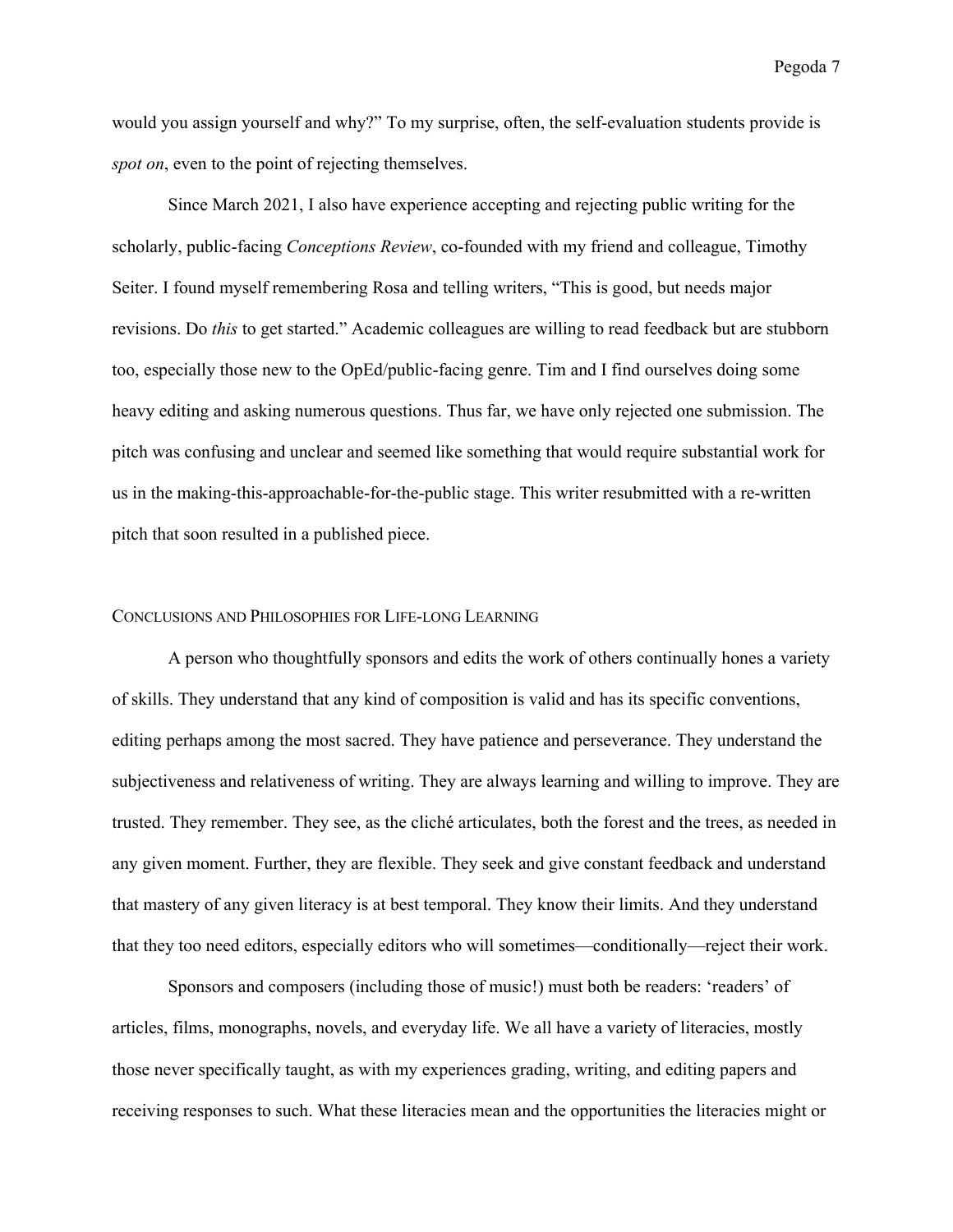would you assign yourself and why?" To my surprise, often, the self-evaluation students provide is *spot on*, even to the point of rejecting themselves.

Since March 2021, I also have experience accepting and rejecting public writing for the scholarly, public-facing *Conceptions Review*, co-founded with my friend and colleague, Timothy Seiter. I found myself remembering Rosa and telling writers, "This is good, but needs major revisions. Do *this* to get started." Academic colleagues are willing to read feedback but are stubborn too, especially those new to the OpEd/public-facing genre. Tim and I find ourselves doing some heavy editing and asking numerous questions. Thus far, we have only rejected one submission. The pitch was confusing and unclear and seemed like something that would require substantial work for us in the making-this-approachable-for-the-public stage. This writer resubmitted with a re-written pitch that soon resulted in a published piece.

## Conclusions and Philosophies for Life-long Learning

A person who thoughtfully sponsors and edits the work of others continually hones a variety of skills. They understand that any kind of composition is valid and has its specific conventions, editing perhaps among the most sacred. They have patience and perseverance. They understand the subjectiveness and relativeness of writing. They are always learning and willing to improve. They are trusted. They remember. They see, as the cliché articulates, both the forest and the trees, as needed in any given moment. Further, they are flexible. They seek and give constant feedback and understand that mastery of any given literacy is at best temporal. They know their limits. And they understand that they too need editors, especially editors who will sometimes—conditionally—reject their work.

Sponsors and composers (including those of music!) must both be readers: 'readers' of articles, films, monographs, novels, and everyday life. We all have a variety of literacies, mostly those never specifically taught, as with my experiences grading, writing, and editing papers and receiving responses to such. What these literacies mean and the opportunities the literacies might or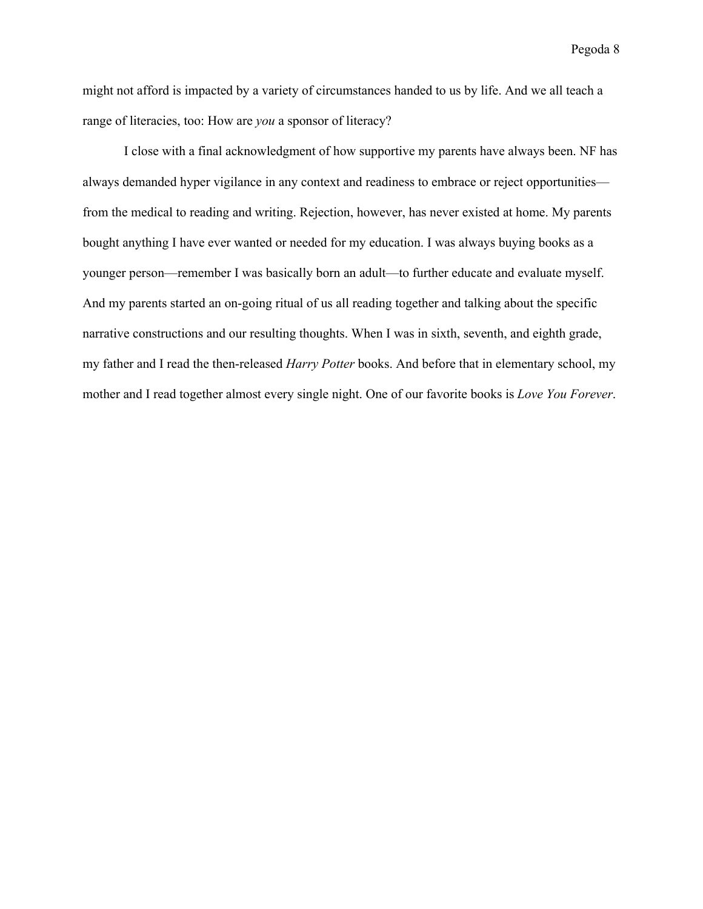might not afford is impacted by a variety of circumstances handed to us by life. And we all teach a range of literacies, too: How are *you* a sponsor of literacy?

I close with a final acknowledgment of how supportive my parents have always been. NF has always demanded hyper vigilance in any context and readiness to embrace or reject opportunities—from the medical to reading and writing. Rejection, however, has never existed at home. My parents bought anything I have ever wanted or needed for my education. I was always buying books as a younger person—remember I was basically born an adult—to further educate and evaluate myself. And my parents started an on-going ritual of us all reading together and talking about the specific narrative constructions and our resulting thoughts. When I was in sixth, seventh, and eighth grade, my father and I read the then-released *Harry Potter* books. And before that in elementary school, my mother and I read together almost every single night. One of our favorite books is *Love You Forever*.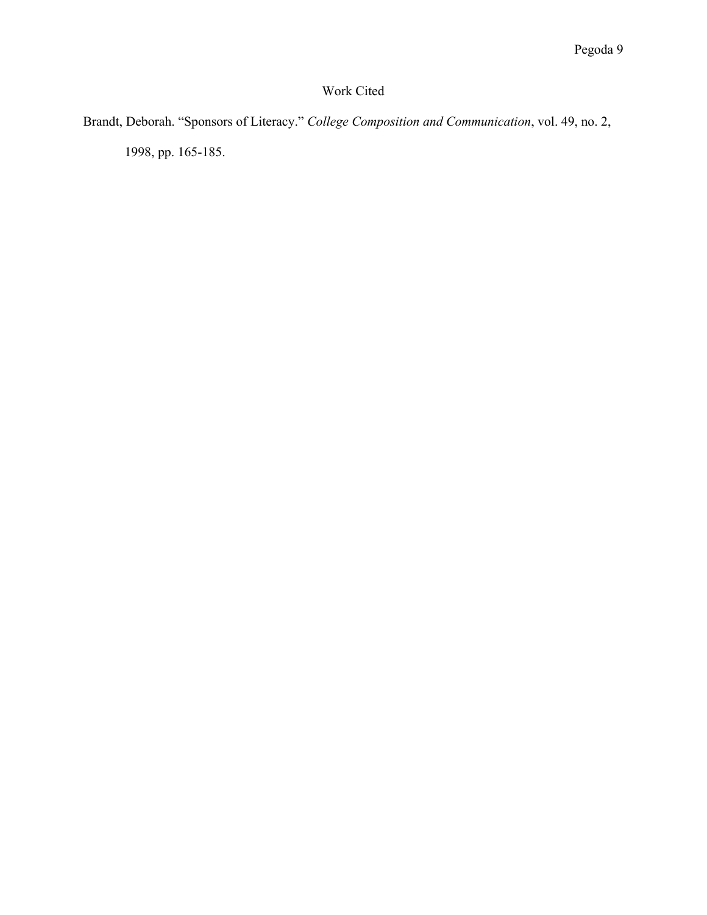# Work Cited

Brandt, Deborah. “Sponsors of Literacy.” *College Composition and Communication*, vol. 49, no. 2, 1998, pp. 165-185.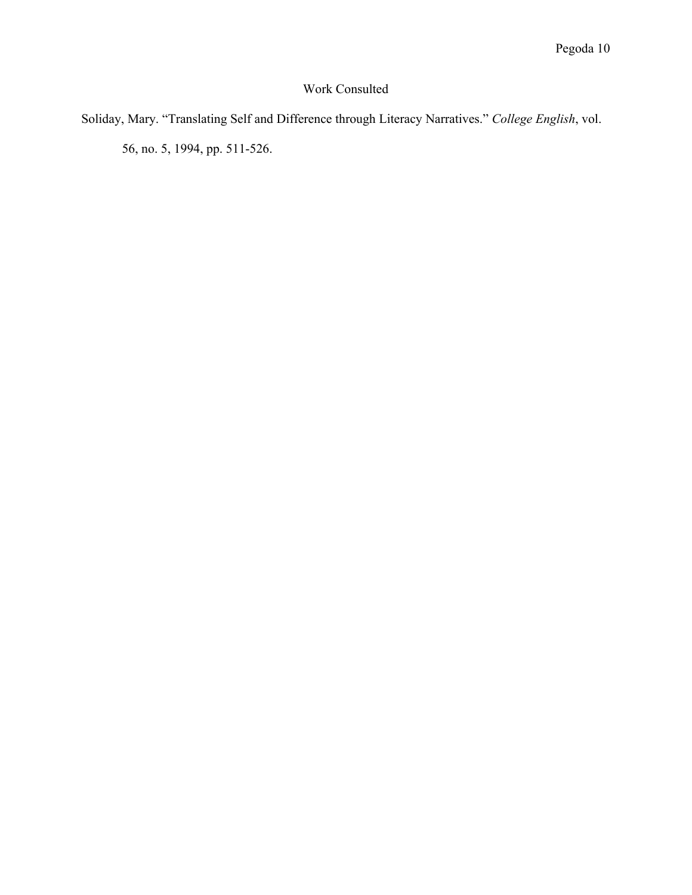# Work Consulted

Soliday, Mary. "Translating Self and Difference through Literacy Narratives." *College English*, vol. 56, no. 5, 1994, pp. 511-526.